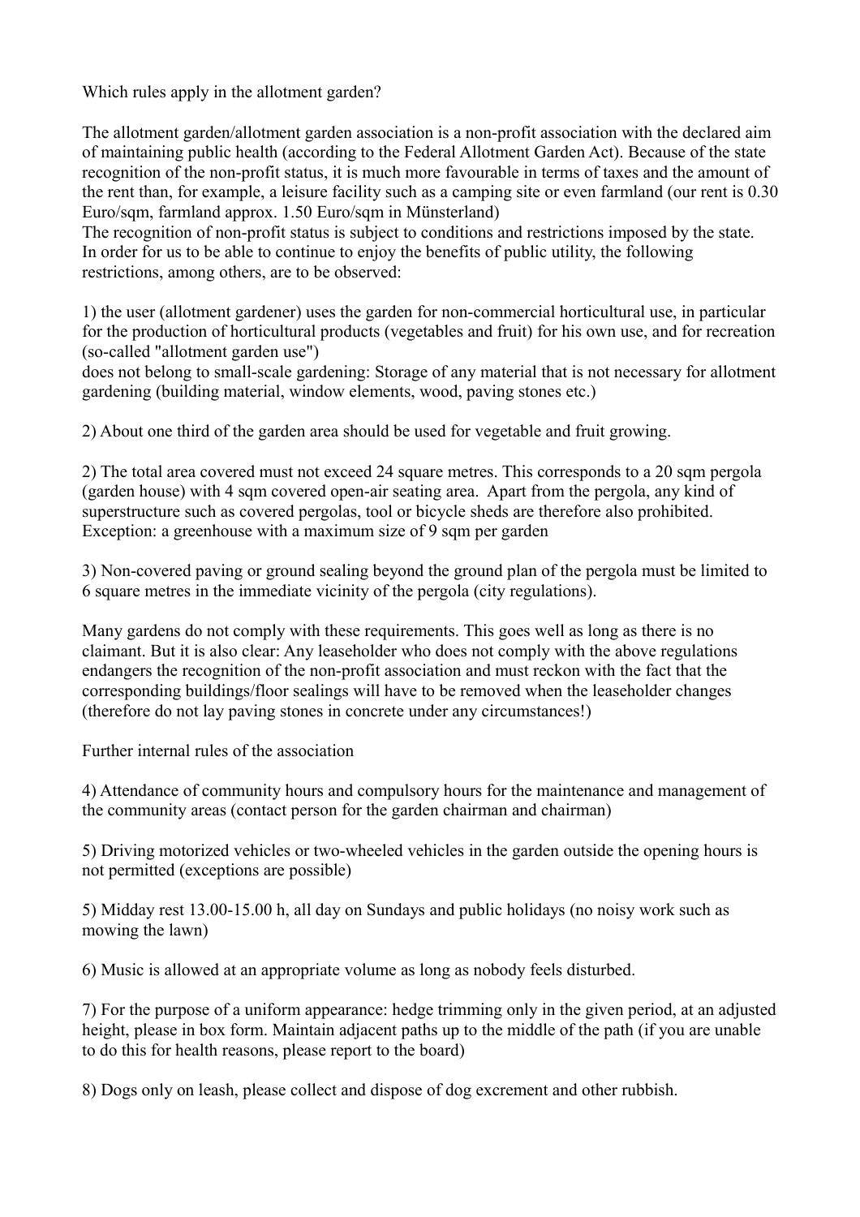Which rules apply in the allotment garden?

The allotment garden/allotment garden association is a non-profit association with the declared aim of maintaining public health (according to the Federal Allotment Garden Act). Because of the state recognition of the non-profit status, it is much more favourable in terms of taxes and the amount of the rent than, for example, a leisure facility such as a camping site or even farmland (our rent is 0.30 Euro/sqm, farmland approx. 1.50 Euro/sqm in Münsterland)
The recognition of non-profit status is subject to conditions and restrictions imposed by the state. In order for us to be able to continue to enjoy the benefits of public utility, the following restrictions, among others, are to be observed:

1) the user (allotment gardener) uses the garden for non-commercial horticultural use, in particular for the production of horticultural products (vegetables and fruit) for his own use, and for recreation (so-called "allotment garden use")
does not belong to small-scale gardening: Storage of any material that is not necessary for allotment gardening (building material, window elements, wood, paving stones etc.)

2) About one third of the garden area should be used for vegetable and fruit growing.

2) The total area covered must not exceed 24 square metres. This corresponds to a 20 sqm pergola (garden house) with 4 sqm covered open-air seating area. Apart from the pergola, any kind of superstructure such as covered pergolas, tool or bicycle sheds are therefore also prohibited. Exception: a greenhouse with a maximum size of 9 sqm per garden

3) Non-covered paving or ground sealing beyond the ground plan of the pergola must be limited to 6 square metres in the immediate vicinity of the pergola (city regulations).

Many gardens do not comply with these requirements. This goes well as long as there is no claimant. But it is also clear: Any leaseholder who does not comply with the above regulations endangers the recognition of the non-profit association and must reckon with the fact that the corresponding buildings/floor sealings will have to be removed when the leaseholder changes (therefore do not lay paving stones in concrete under any circumstances!)

Further internal rules of the association

4) Attendance of community hours and compulsory hours for the maintenance and management of the community areas (contact person for the garden chairman and chairman)

5) Driving motorized vehicles or two-wheeled vehicles in the garden outside the opening hours is not permitted (exceptions are possible)

5) Midday rest 13.00-15.00 h, all day on Sundays and public holidays (no noisy work such as mowing the lawn)

6) Music is allowed at an appropriate volume as long as nobody feels disturbed.

7) For the purpose of a uniform appearance: hedge trimming only in the given period, at an adjusted height, please in box form. Maintain adjacent paths up to the middle of the path (if you are unable to do this for health reasons, please report to the board)

8) Dogs only on leash, please collect and dispose of dog excrement and other rubbish.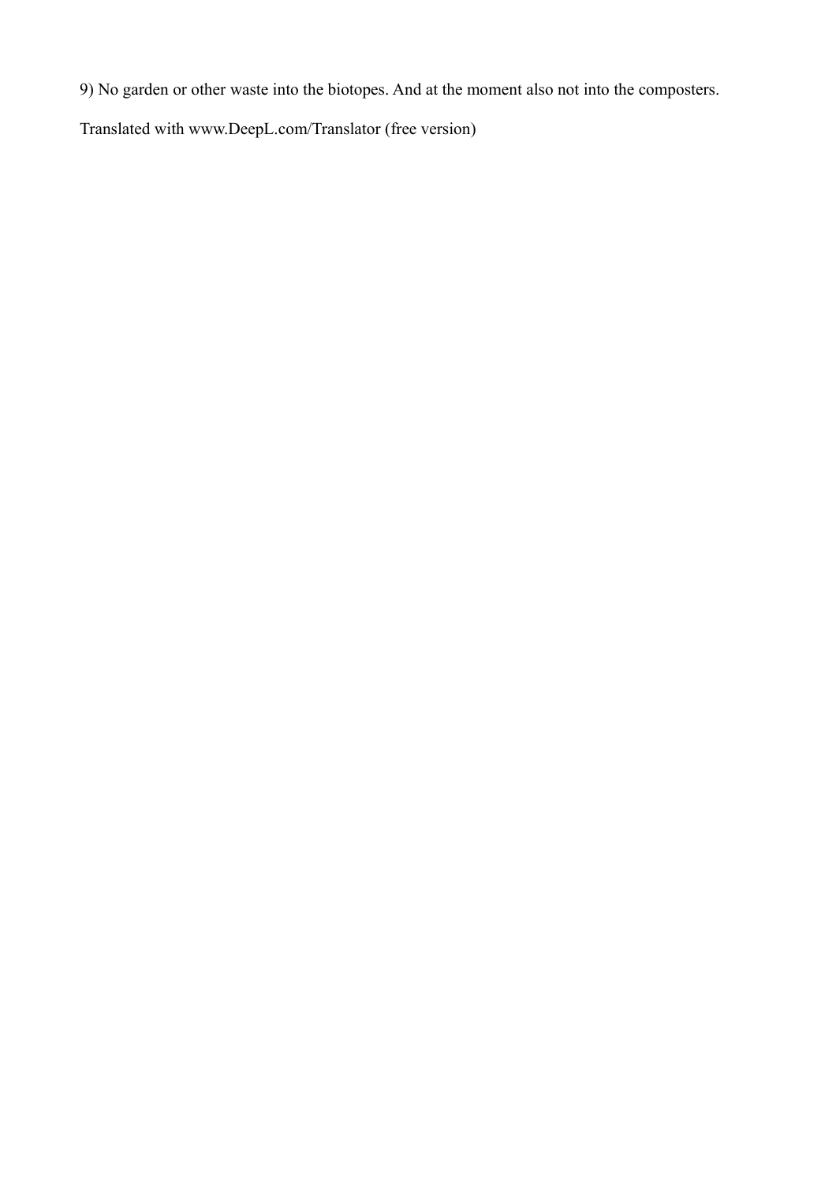9) No garden or other waste into the biotopes. And at the moment also not into the composters.

Translated with www.DeepL.com/Translator (free version)